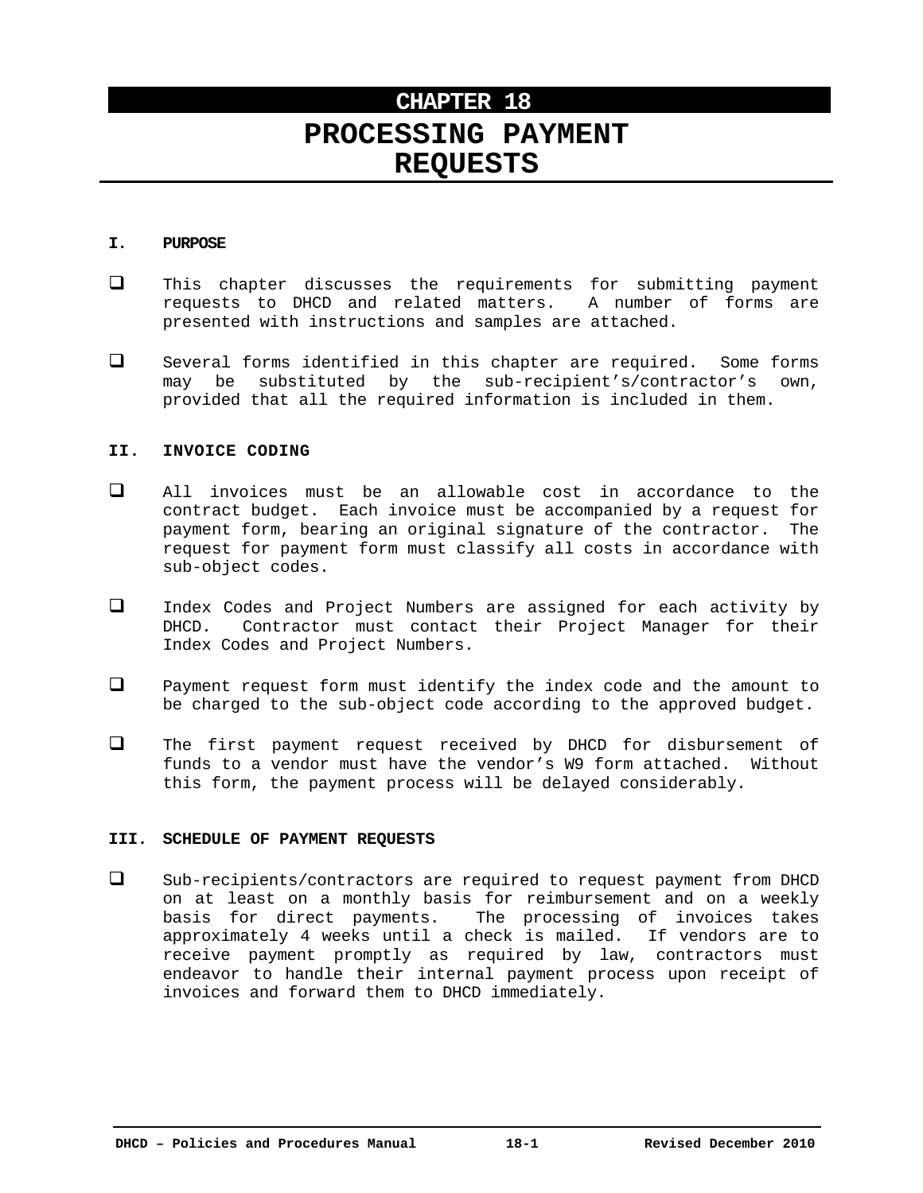# CHAPTER 18

# PROCESSING PAYMENT REQUESTS

## I. PURPOSE

- This chapter discusses the requirements for submitting payment requests to DHCD and related matters. A number of forms are presented with instructions and samples are attached.

- Several forms identified in this chapter are required. Some forms may be substituted by the sub-recipient's/contractor's own, provided that all the required information is included in them.

## II. INVOICE CODING

- All invoices must be an allowable cost in accordance to the contract budget. Each invoice must be accompanied by a request for payment form, bearing an original signature of the contractor. The request for payment form must classify all costs in accordance with sub-object codes.

- Index Codes and Project Numbers are assigned for each activity by DHCD. Contractor must contact their Project Manager for their Index Codes and Project Numbers.

- Payment request form must identify the index code and the amount to be charged to the sub-object code according to the approved budget.

- The first payment request received by DHCD for disbursement of funds to a vendor must have the vendor's W9 form attached. Without this form, the payment process will be delayed considerably.

## III. SCHEDULE OF PAYMENT REQUESTS

- Sub-recipients/contractors are required to request payment from DHCD on at least on a monthly basis for reimbursement and on a weekly basis for direct payments. The processing of invoices takes approximately 4 weeks until a check is mailed. If vendors are to receive payment promptly as required by law, contractors must endeavor to handle their internal payment process upon receipt of invoices and forward them to DHCD immediately.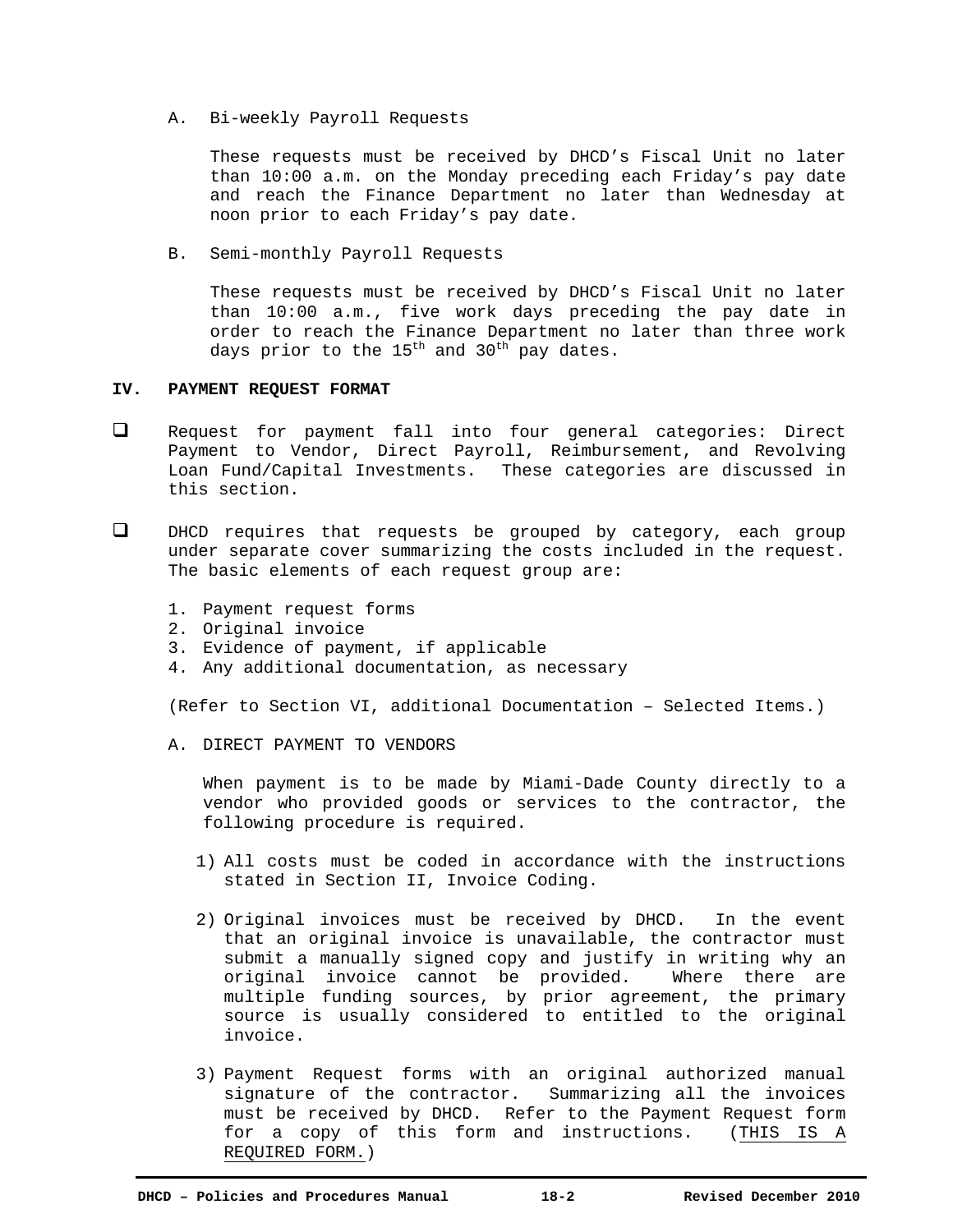A. Bi-weekly Payroll Requests

These requests must be received by DHCD's Fiscal Unit no later than 10:00 a.m. on the Monday preceding each Friday's pay date and reach the Finance Department no later than Wednesday at noon prior to each Friday's pay date.

B. Semi-monthly Payroll Requests

These requests must be received by DHCD's Fiscal Unit no later than 10:00 a.m., five work days preceding the pay date in order to reach the Finance Department no later than three work days prior to the 15th and 30th pay dates.

## IV. PAYMENT REQUEST FORMAT

- ❑ Request for payment fall into four general categories: Direct Payment to Vendor, Direct Payroll, Reimbursement, and Revolving Loan Fund/Capital Investments. These categories are discussed in this section.

- ❑ DHCD requires that requests be grouped by category, each group under separate cover summarizing the costs included in the request. The basic elements of each request group are:

  1. Payment request forms
  2. Original invoice
  3. Evidence of payment, if applicable
  4. Any additional documentation, as necessary

  (Refer to Section VI, additional Documentation – Selected Items.)

A. DIRECT PAYMENT TO VENDORS

When payment is to be made by Miami-Dade County directly to a vendor who provided goods or services to the contractor, the following procedure is required.

1) All costs must be coded in accordance with the instructions stated in Section II, Invoice Coding.

2) Original invoices must be received by DHCD. In the event that an original invoice is unavailable, the contractor must submit a manually signed copy and justify in writing why an original invoice cannot be provided. Where there are multiple funding sources, by prior agreement, the primary source is usually considered to entitled to the original invoice.

3) Payment Request forms with an original authorized manual signature of the contractor. Summarizing all the invoices must be received by DHCD. Refer to the Payment Request form for a copy of this form and instructions. (<u>THIS IS A REQUIRED FORM.</u>)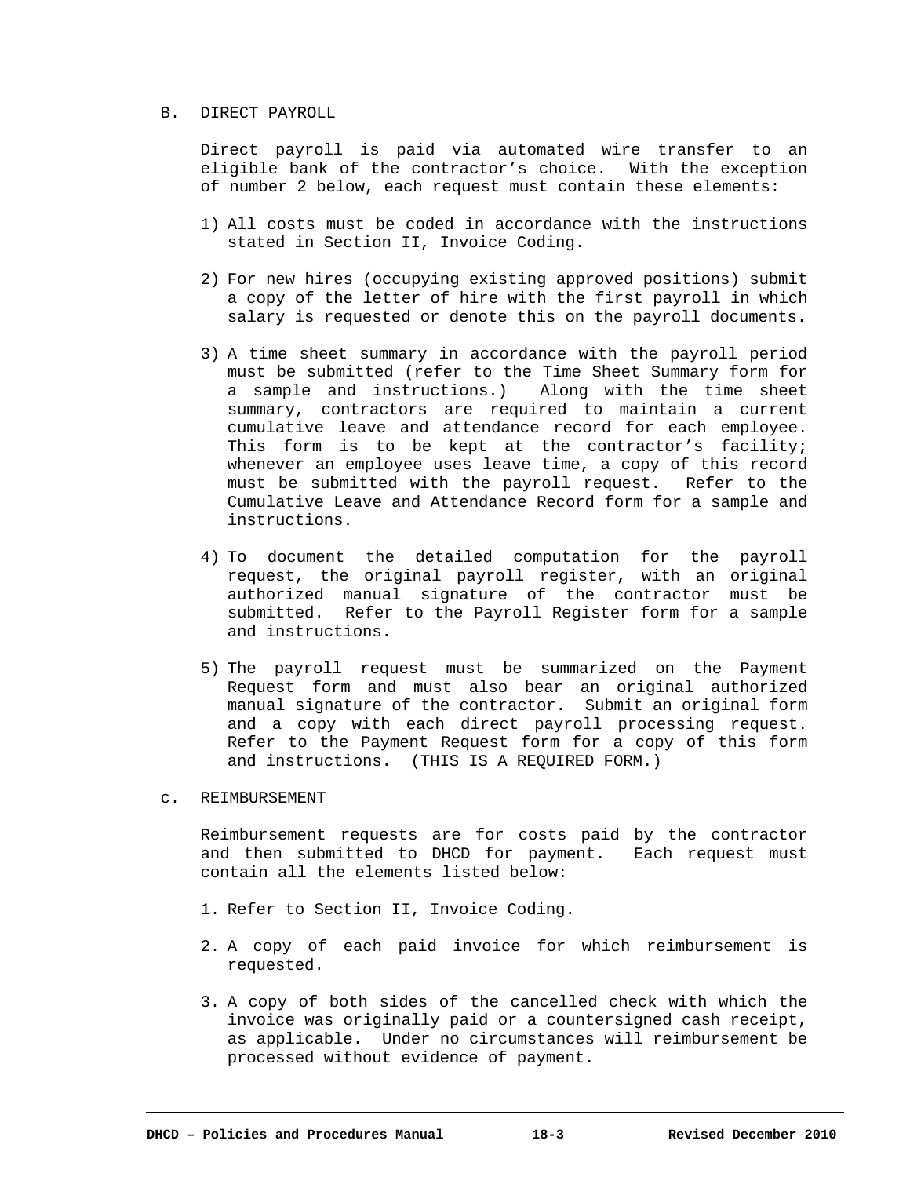B. DIRECT PAYROLL

Direct payroll is paid via automated wire transfer to an eligible bank of the contractor's choice. With the exception of number 2 below, each request must contain these elements:

1) All costs must be coded in accordance with the instructions stated in Section II, Invoice Coding.

2) For new hires (occupying existing approved positions) submit a copy of the letter of hire with the first payroll in which salary is requested or denote this on the payroll documents.

3) A time sheet summary in accordance with the payroll period must be submitted (refer to the Time Sheet Summary form for a sample and instructions.) Along with the time sheet summary, contractors are required to maintain a current cumulative leave and attendance record for each employee. This form is to be kept at the contractor's facility; whenever an employee uses leave time, a copy of this record must be submitted with the payroll request. Refer to the Cumulative Leave and Attendance Record form for a sample and instructions.

4) To document the detailed computation for the payroll request, the original payroll register, with an original authorized manual signature of the contractor must be submitted. Refer to the Payroll Register form for a sample and instructions.

5) The payroll request must be summarized on the Payment Request form and must also bear an original authorized manual signature of the contractor. Submit an original form and a copy with each direct payroll processing request. Refer to the Payment Request form for a copy of this form and instructions. (THIS IS A REQUIRED FORM.)

c. REIMBURSEMENT

Reimbursement requests are for costs paid by the contractor and then submitted to DHCD for payment. Each request must contain all the elements listed below:

1. Refer to Section II, Invoice Coding.

2. A copy of each paid invoice for which reimbursement is requested.

3. A copy of both sides of the cancelled check with which the invoice was originally paid or a countersigned cash receipt, as applicable. Under no circumstances will reimbursement be processed without evidence of payment.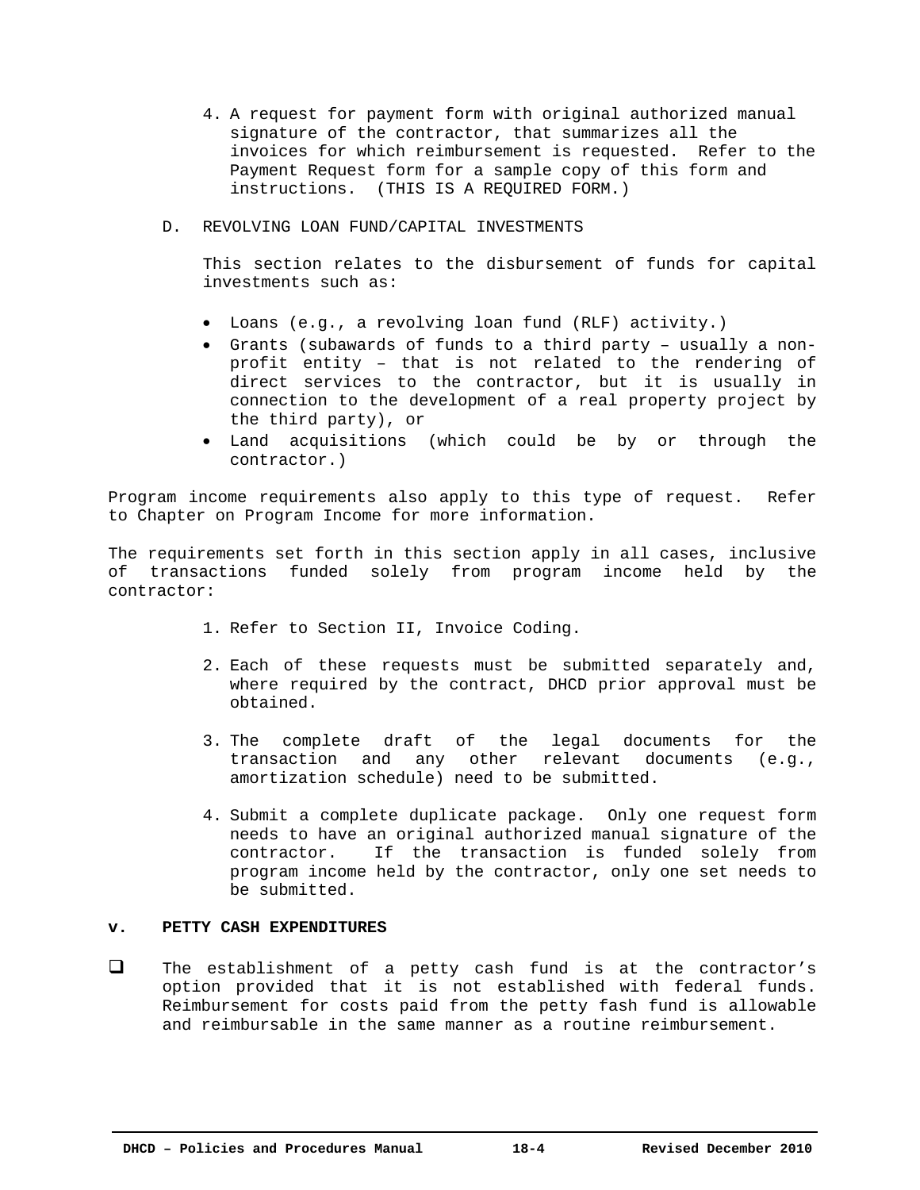4. A request for payment form with original authorized manual signature of the contractor, that summarizes all the invoices for which reimbursement is requested. Refer to the Payment Request form for a sample copy of this form and instructions. (THIS IS A REQUIRED FORM.)

D. REVOLVING LOAN FUND/CAPITAL INVESTMENTS

This section relates to the disbursement of funds for capital investments such as:

- Loans (e.g., a revolving loan fund (RLF) activity.)
- Grants (subawards of funds to a third party – usually a non-profit entity – that is not related to the rendering of direct services to the contractor, but it is usually in connection to the development of a real property project by the third party), or
- Land acquisitions (which could be by or through the contractor.)

Program income requirements also apply to this type of request. Refer to Chapter on Program Income for more information.

The requirements set forth in this section apply in all cases, inclusive of transactions funded solely from program income held by the contractor:

1. Refer to Section II, Invoice Coding.

2. Each of these requests must be submitted separately and, where required by the contract, DHCD prior approval must be obtained.

3. The complete draft of the legal documents for the transaction and any other relevant documents (e.g., amortization schedule) need to be submitted.

4. Submit a complete duplicate package. Only one request form needs to have an original authorized manual signature of the contractor. If the transaction is funded solely from program income held by the contractor, only one set needs to be submitted.

## V. PETTY CASH EXPENDITURES

- ❑ The establishment of a petty cash fund is at the contractor's option provided that it is not established with federal funds. Reimbursement for costs paid from the petty fash fund is allowable and reimbursable in the same manner as a routine reimbursement.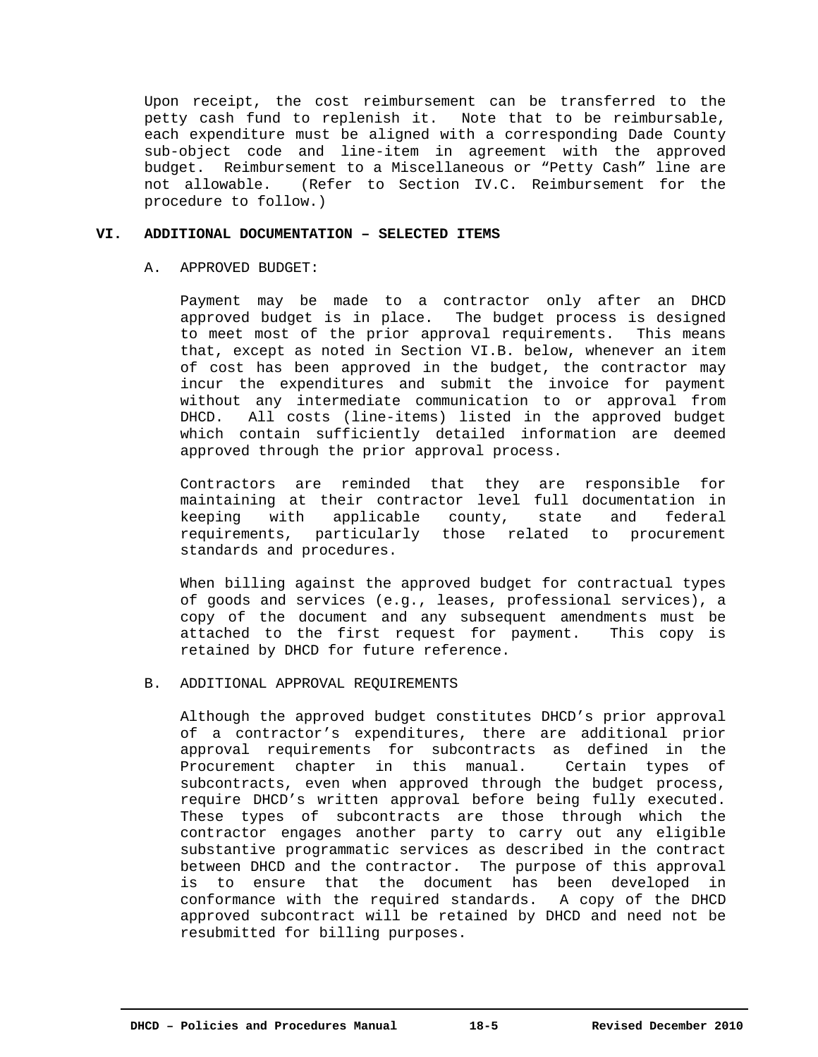Upon receipt, the cost reimbursement can be transferred to the petty cash fund to replenish it. Note that to be reimbursable, each expenditure must be aligned with a corresponding Dade County sub-object code and line-item in agreement with the approved budget. Reimbursement to a Miscellaneous or "Petty Cash" line are not allowable. (Refer to Section IV.C. Reimbursement for the procedure to follow.)

## VI. ADDITIONAL DOCUMENTATION – SELECTED ITEMS

### A. APPROVED BUDGET:

Payment may be made to a contractor only after an DHCD approved budget is in place. The budget process is designed to meet most of the prior approval requirements. This means that, except as noted in Section VI.B. below, whenever an item of cost has been approved in the budget, the contractor may incur the expenditures and submit the invoice for payment without any intermediate communication to or approval from DHCD. All costs (line-items) listed in the approved budget which contain sufficiently detailed information are deemed approved through the prior approval process.

Contractors are reminded that they are responsible for maintaining at their contractor level full documentation in keeping with applicable county, state and federal requirements, particularly those related to procurement standards and procedures.

When billing against the approved budget for contractual types of goods and services (e.g., leases, professional services), a copy of the document and any subsequent amendments must be attached to the first request for payment. This copy is retained by DHCD for future reference.

### B. ADDITIONAL APPROVAL REQUIREMENTS

Although the approved budget constitutes DHCD's prior approval of a contractor's expenditures, there are additional prior approval requirements for subcontracts as defined in the Procurement chapter in this manual. Certain types of subcontracts, even when approved through the budget process, require DHCD's written approval before being fully executed. These types of subcontracts are those through which the contractor engages another party to carry out any eligible substantive programmatic services as described in the contract between DHCD and the contractor. The purpose of this approval is to ensure that the document has been developed in conformance with the required standards. A copy of the DHCD approved subcontract will be retained by DHCD and need not be resubmitted for billing purposes.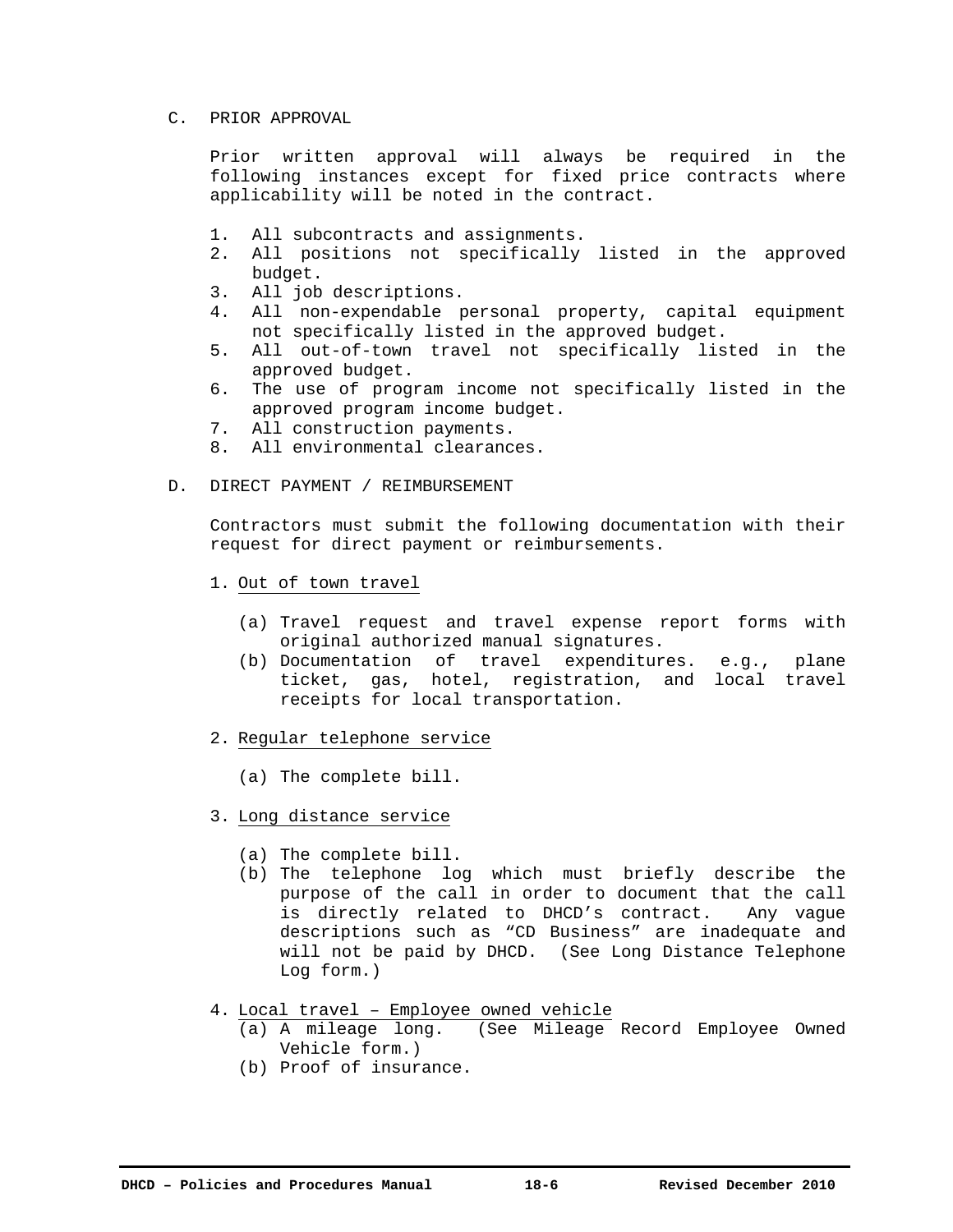C. PRIOR APPROVAL

Prior written approval will always be required in the following instances except for fixed price contracts where applicability will be noted in the contract.

1. All subcontracts and assignments.
2. All positions not specifically listed in the approved budget.
3. All job descriptions.
4. All non-expendable personal property, capital equipment not specifically listed in the approved budget.
5. All out-of-town travel not specifically listed in the approved budget.
6. The use of program income not specifically listed in the approved program income budget.
7. All construction payments.
8. All environmental clearances.

D. DIRECT PAYMENT / REIMBURSEMENT

Contractors must submit the following documentation with their request for direct payment or reimbursements.

1. Out of town travel

   (a) Travel request and travel expense report forms with original authorized manual signatures.
   (b) Documentation of travel expenditures. e.g., plane ticket, gas, hotel, registration, and local travel receipts for local transportation.

2. Regular telephone service

   (a) The complete bill.

3. Long distance service

   (a) The complete bill.
   (b) The telephone log which must briefly describe the purpose of the call in order to document that the call is directly related to DHCD's contract. Any vague descriptions such as "CD Business" are inadequate and will not be paid by DHCD. (See Long Distance Telephone Log form.)

4. Local travel – Employee owned vehicle

   (a) A mileage long. (See Mileage Record Employee Owned Vehicle form.)
   (b) Proof of insurance.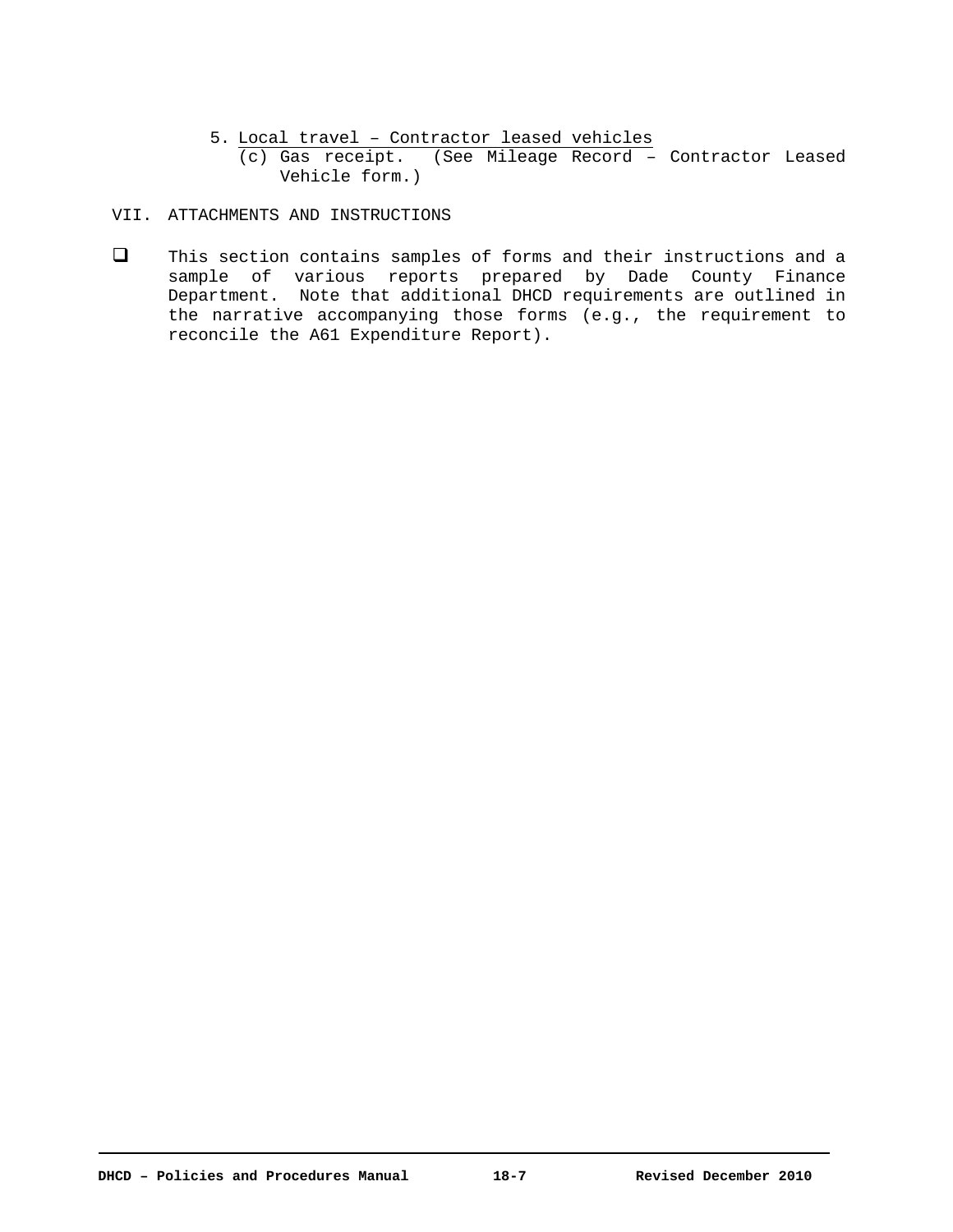5. Local travel – Contractor leased vehicles
   (c) Gas receipt. (See Mileage Record – Contractor Leased Vehicle form.)

VII. ATTACHMENTS AND INSTRUCTIONS

- This section contains samples of forms and their instructions and a sample of various reports prepared by Dade County Finance Department. Note that additional DHCD requirements are outlined in the narrative accompanying those forms (e.g., the requirement to reconcile the A61 Expenditure Report).